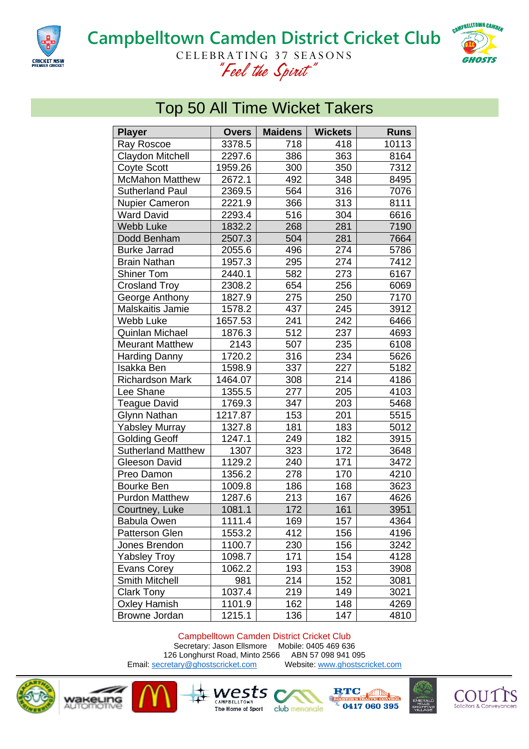# Campbelltown Camden District Cricket Club

CELEBRATING 37 SEASONS

*"Feel the Spirit"*

## Top 50 All Time Wicket Takers

| Player | Overs | Maidens | Wickets | Runs |
|---|---|---|---|---|
| Ray Roscoe | 3378.5 | 718 | 418 | 10113 |
| Claydon Mitchell | 2297.6 | 386 | 363 | 8164 |
| Coyte Scott | 1959.26 | 300 | 350 | 7312 |
| McMahon Matthew | 2672.1 | 492 | 348 | 8495 |
| Sutherland Paul | 2369.5 | 564 | 316 | 7076 |
| Nupier Cameron | 2221.9 | 366 | 313 | 8111 |
| Ward David | 2293.4 | 516 | 304 | 6616 |
| Webb Luke | 1832.2 | 268 | 281 | 7190 |
| Dodd Benham | 2507.3 | 504 | 281 | 7664 |
| Burke Jarrad | 2055.6 | 496 | 274 | 5786 |
| Brain Nathan | 1957.3 | 295 | 274 | 7412 |
| Shiner Tom | 2440.1 | 582 | 273 | 6167 |
| Crosland Troy | 2308.2 | 654 | 256 | 6069 |
| George Anthony | 1827.9 | 275 | 250 | 7170 |
| Malskaitis Jamie | 1578.2 | 437 | 245 | 3912 |
| Webb Luke | 1657.53 | 241 | 242 | 6466 |
| Quinlan Michael | 1876.3 | 512 | 237 | 4693 |
| Meurant Matthew | 2143 | 507 | 235 | 6108 |
| Harding Danny | 1720.2 | 316 | 234 | 5626 |
| Isakka Ben | 1598.9 | 337 | 227 | 5182 |
| Richardson Mark | 1464.07 | 308 | 214 | 4186 |
| Lee Shane | 1355.5 | 277 | 205 | 4103 |
| Teague David | 1769.3 | 347 | 203 | 5468 |
| Glynn Nathan | 1217.87 | 153 | 201 | 5515 |
| Yabsley Murray | 1327.8 | 181 | 183 | 5012 |
| Golding Geoff | 1247.1 | 249 | 182 | 3915 |
| Sutherland Matthew | 1307 | 323 | 172 | 3648 |
| Gleeson David | 1129.2 | 240 | 171 | 3472 |
| Preo Damon | 1356.2 | 278 | 170 | 4210 |
| Bourke Ben | 1009.8 | 186 | 168 | 3623 |
| Purdon Matthew | 1287.6 | 213 | 167 | 4626 |
| Courtney, Luke | 1081.1 | 172 | 161 | 3951 |
| Babula Owen | 1111.4 | 169 | 157 | 4364 |
| Patterson Glen | 1553.2 | 412 | 156 | 4196 |
| Jones Brendon | 1100.7 | 230 | 156 | 3242 |
| Yabsley Troy | 1098.7 | 171 | 154 | 4128 |
| Evans Corey | 1062.2 | 193 | 153 | 3908 |
| Smith Mitchell | 981 | 214 | 152 | 3081 |
| Clark Tony | 1037.4 | 219 | 149 | 3021 |
| Oxley Hamish | 1101.9 | 162 | 148 | 4269 |
| Browne Jordan | 1215.1 | 136 | 147 | 4810 |

Campbelltown Camden District Cricket Club
Secretary: Jason Ellsmore Mobile: 0405 469 636
126 Longhurst Road, Minto 2566 ABN 57 098 941 095
Email: secretary@ghostscricket.com Website: www.ghostscricket.com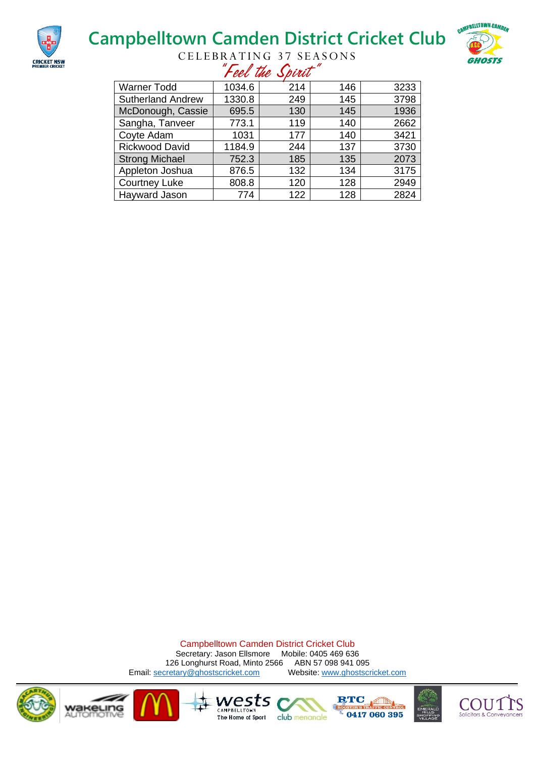| | | | | |
|---|---|---|---|---|
| Warner Todd | 1034.6 | 214 | 146 | 3233 |
| Sutherland Andrew | 1330.8 | 249 | 145 | 3798 |
| McDonough, Cassie | 695.5 | 130 | 145 | 1936 |
| Sangha, Tanveer | 773.1 | 119 | 140 | 2662 |
| Coyte Adam | 1031 | 177 | 140 | 3421 |
| Rickwood David | 1184.9 | 244 | 137 | 3730 |
| Strong Michael | 752.3 | 185 | 135 | 2073 |
| Appleton Joshua | 876.5 | 132 | 134 | 3175 |
| Courtney Luke | 808.8 | 120 | 128 | 2949 |
| Hayward Jason | 774 | 122 | 128 | 2824 |